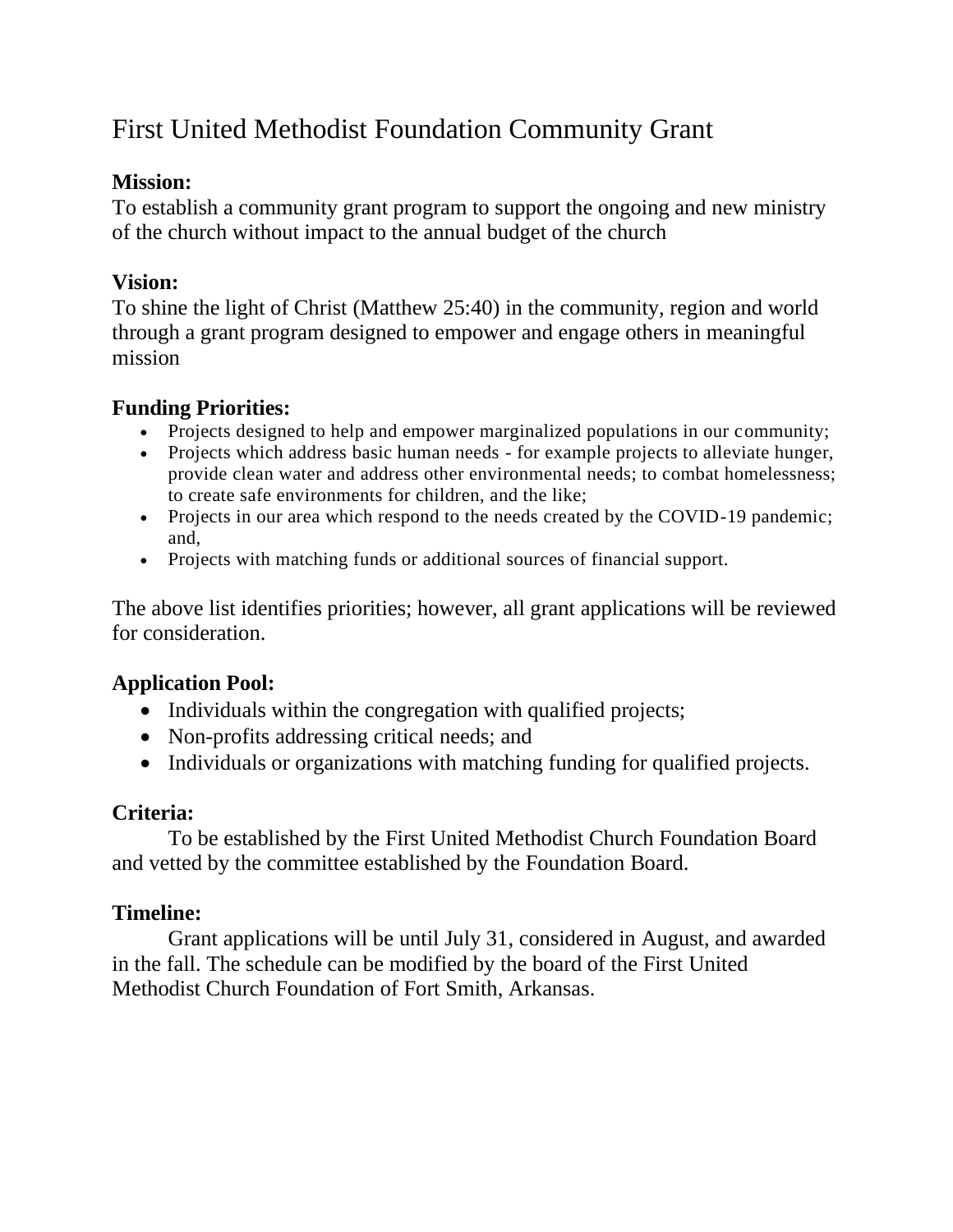# First United Methodist Foundation Community Grant

**Mission:**
To establish a community grant program to support the ongoing and new ministry of the church without impact to the annual budget of the church

**Vision:**
To shine the light of Christ (Matthew 25:40) in the community, region and world through a grant program designed to empower and engage others in meaningful mission

**Funding Priorities:**

- Projects designed to help and empower marginalized populations in our community;
- Projects which address basic human needs - for example projects to alleviate hunger, provide clean water and address other environmental needs; to combat homelessness; to create safe environments for children, and the like;
- Projects in our area which respond to the needs created by the COVID-19 pandemic; and,
- Projects with matching funds or additional sources of financial support.

The above list identifies priorities; however, all grant applications will be reviewed for consideration.

**Application Pool:**

- Individuals within the congregation with qualified projects;
- Non-profits addressing critical needs; and
- Individuals or organizations with matching funding for qualified projects.

**Criteria:**

To be established by the First United Methodist Church Foundation Board and vetted by the committee established by the Foundation Board.

**Timeline:**

Grant applications will be until July 31, considered in August, and awarded in the fall. The schedule can be modified by the board of the First United Methodist Church Foundation of Fort Smith, Arkansas.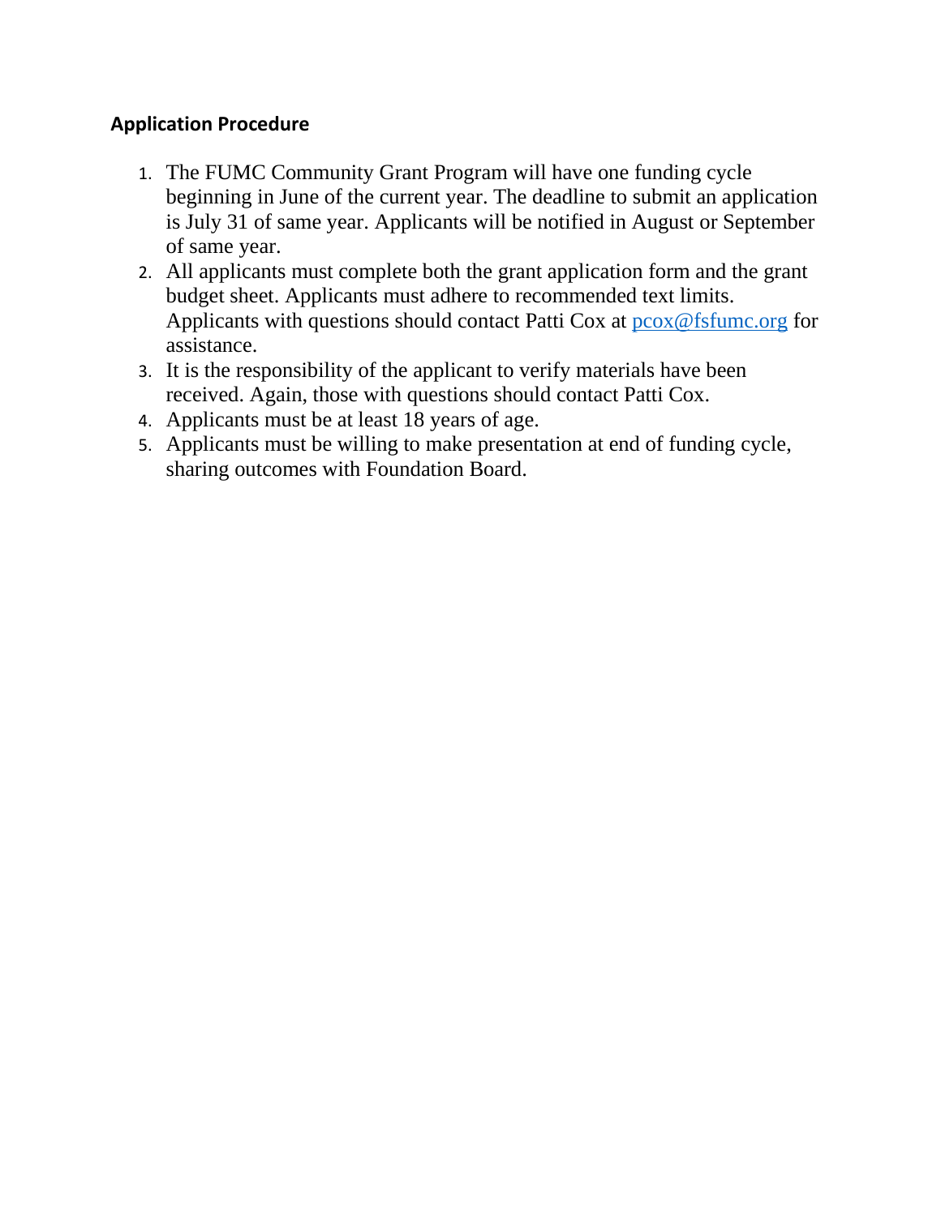**Application Procedure**

1. The FUMC Community Grant Program will have one funding cycle beginning in June of the current year. The deadline to submit an application is July 31 of same year. Applicants will be notified in August or September of same year.
2. All applicants must complete both the grant application form and the grant budget sheet. Applicants must adhere to recommended text limits. Applicants with questions should contact Patti Cox at pcox@fsfumc.org for assistance.
3. It is the responsibility of the applicant to verify materials have been received. Again, those with questions should contact Patti Cox.
4. Applicants must be at least 18 years of age.
5. Applicants must be willing to make presentation at end of funding cycle, sharing outcomes with Foundation Board.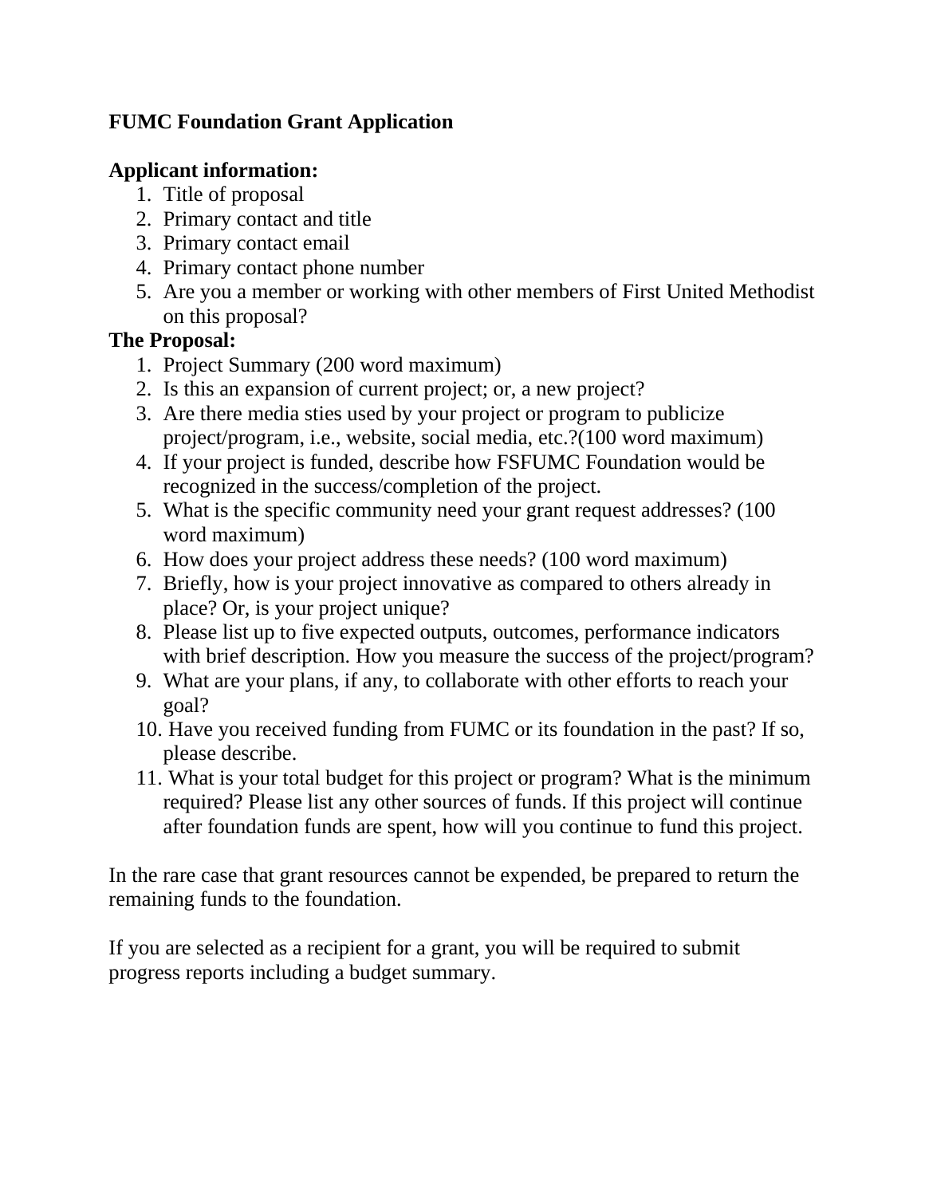**FUMC Foundation Grant Application**

**Applicant information:**

1. Title of proposal
2. Primary contact and title
3. Primary contact email
4. Primary contact phone number
5. Are you a member or working with other members of First United Methodist on this proposal?

**The Proposal:**

1. Project Summary (200 word maximum)
2. Is this an expansion of current project; or, a new project?
3. Are there media sties used by your project or program to publicize project/program, i.e., website, social media, etc.?(100 word maximum)
4. If your project is funded, describe how FSFUMC Foundation would be recognized in the success/completion of the project.
5. What is the specific community need your grant request addresses? (100 word maximum)
6. How does your project address these needs? (100 word maximum)
7. Briefly, how is your project innovative as compared to others already in place? Or, is your project unique?
8. Please list up to five expected outputs, outcomes, performance indicators with brief description. How you measure the success of the project/program?
9. What are your plans, if any, to collaborate with other efforts to reach your goal?
10. Have you received funding from FUMC or its foundation in the past? If so, please describe.
11. What is your total budget for this project or program? What is the minimum required? Please list any other sources of funds. If this project will continue after foundation funds are spent, how will you continue to fund this project.

In the rare case that grant resources cannot be expended, be prepared to return the remaining funds to the foundation.

If you are selected as a recipient for a grant, you will be required to submit progress reports including a budget summary.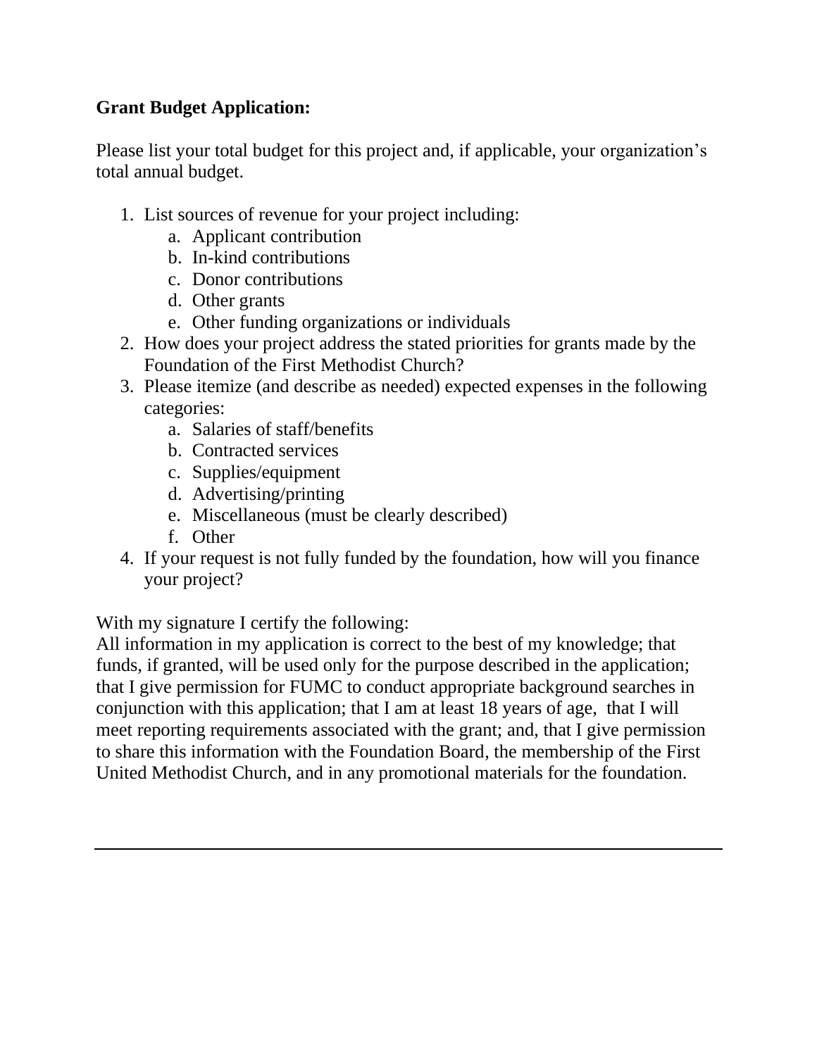**Grant Budget Application:**

Please list your total budget for this project and, if applicable, your organization's total annual budget.

1. List sources of revenue for your project including:
   a. Applicant contribution
   b. In-kind contributions
   c. Donor contributions
   d. Other grants
   e. Other funding organizations or individuals
2. How does your project address the stated priorities for grants made by the Foundation of the First Methodist Church?
3. Please itemize (and describe as needed) expected expenses in the following categories:
   a. Salaries of staff/benefits
   b. Contracted services
   c. Supplies/equipment
   d. Advertising/printing
   e. Miscellaneous (must be clearly described)
   f. Other
4. If your request is not fully funded by the foundation, how will you finance your project?

With my signature I certify the following:
All information in my application is correct to the best of my knowledge; that funds, if granted, will be used only for the purpose described in the application; that I give permission for FUMC to conduct appropriate background searches in conjunction with this application; that I am at least 18 years of age, that I will meet reporting requirements associated with the grant; and, that I give permission to share this information with the Foundation Board, the membership of the First United Methodist Church, and in any promotional materials for the foundation.

\_\_\_\_\_\_\_\_\_\_\_\_\_\_\_\_\_\_\_\_\_\_\_\_\_\_\_\_\_\_\_\_\_\_\_\_\_\_\_\_\_\_\_\_\_\_\_\_\_\_\_\_\_\_\_\_\_\_\_\_